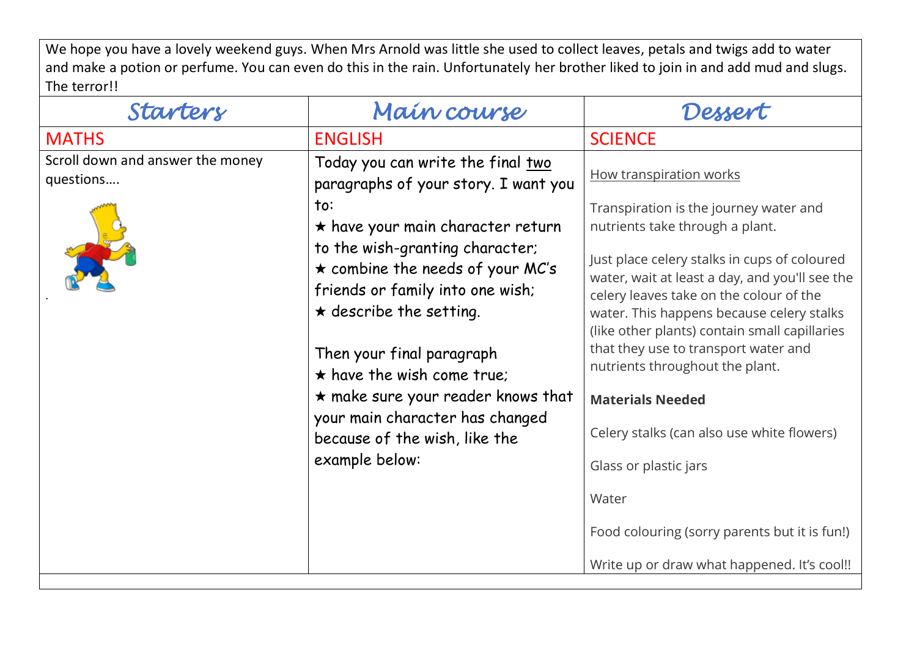We hope you have a lovely weekend guys. When Mrs Arnold was little she used to collect leaves, petals and twigs add to water and make a potion or perfume. You can even do this in the rain. Unfortunately her brother liked to join in and add mud and slugs. The terror!!

| *Starters* | *Main course* | *Dessert* |
|---|---|---|
| MATHS | ENGLISH | SCIENCE |
| Scroll down and answer the money questions…. <br><br>. | Today you can write the final two paragraphs of your story. I want you to:<br>★ have your main character return to the wish-granting character;<br>★ combine the needs of your MC's friends or family into one wish;<br>★ describe the setting.<br><br>Then your final paragraph<br>★ have the wish come true;<br>★ make sure your reader knows that your main character has changed because of the wish, like the example below: | How transpiration works<br><br>Transpiration is the journey water and nutrients take through a plant.<br><br>Just place celery stalks in cups of coloured water, wait at least a day, and you'll see the celery leaves take on the colour of the water. This happens because celery stalks (like other plants) contain small capillaries that they use to transport water and nutrients throughout the plant.<br><br>**Materials Needed**<br><br>Celery stalks (can also use white flowers)<br><br>Glass or plastic jars<br><br>Water<br><br>Food colouring (sorry parents but it is fun!)<br><br>Write up or draw what happened. It's cool!! |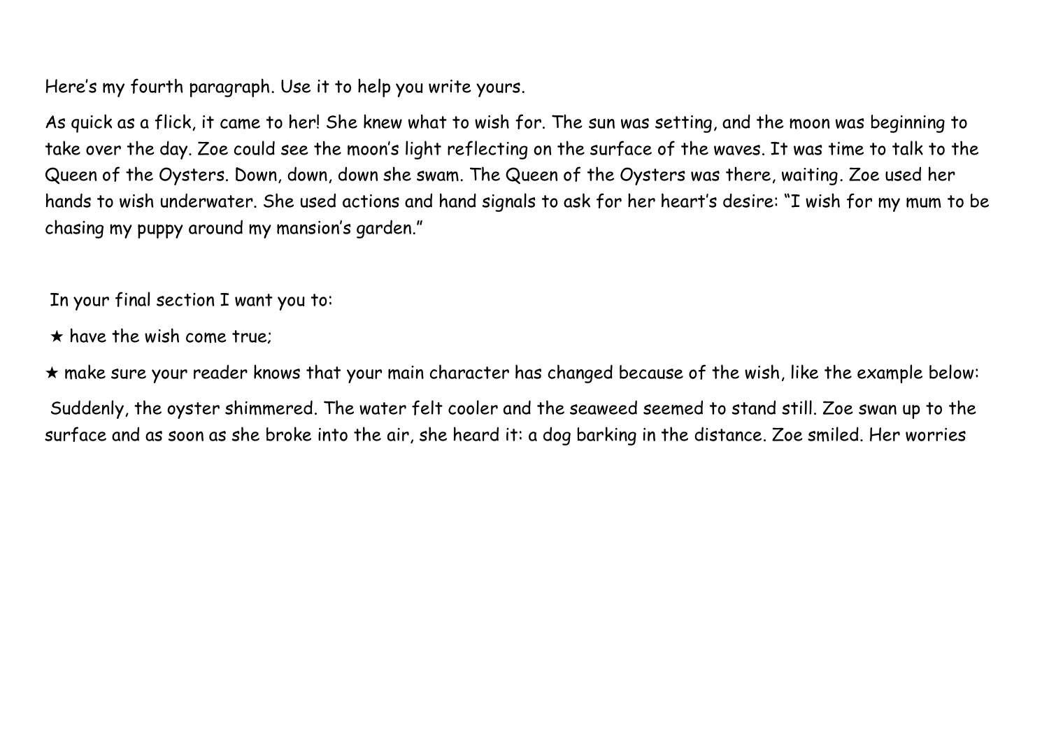Here's my fourth paragraph. Use it to help you write yours.

As quick as a flick, it came to her! She knew what to wish for. The sun was setting, and the moon was beginning to take over the day. Zoe could see the moon's light reflecting on the surface of the waves. It was time to talk to the Queen of the Oysters. Down, down, down she swam. The Queen of the Oysters was there, waiting. Zoe used her hands to wish underwater. She used actions and hand signals to ask for her heart's desire: "I wish for my mum to be chasing my puppy around my mansion's garden."

In your final section I want you to:

★ have the wish come true;

★ make sure your reader knows that your main character has changed because of the wish, like the example below:

Suddenly, the oyster shimmered. The water felt cooler and the seaweed seemed to stand still. Zoe swan up to the surface and as soon as she broke into the air, she heard it: a dog barking in the distance. Zoe smiled. Her worries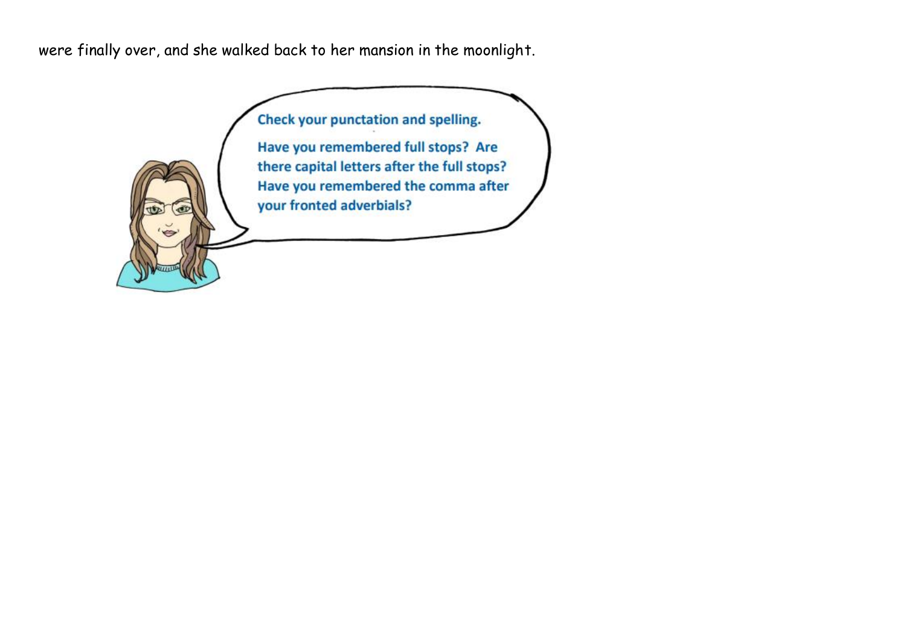were finally over, and she walked back to her mansion in the moonlight.

**Check your punctation and spelling.**

**Have you remembered full stops? Are there capital letters after the full stops? Have you remembered the comma after your fronted adverbials?**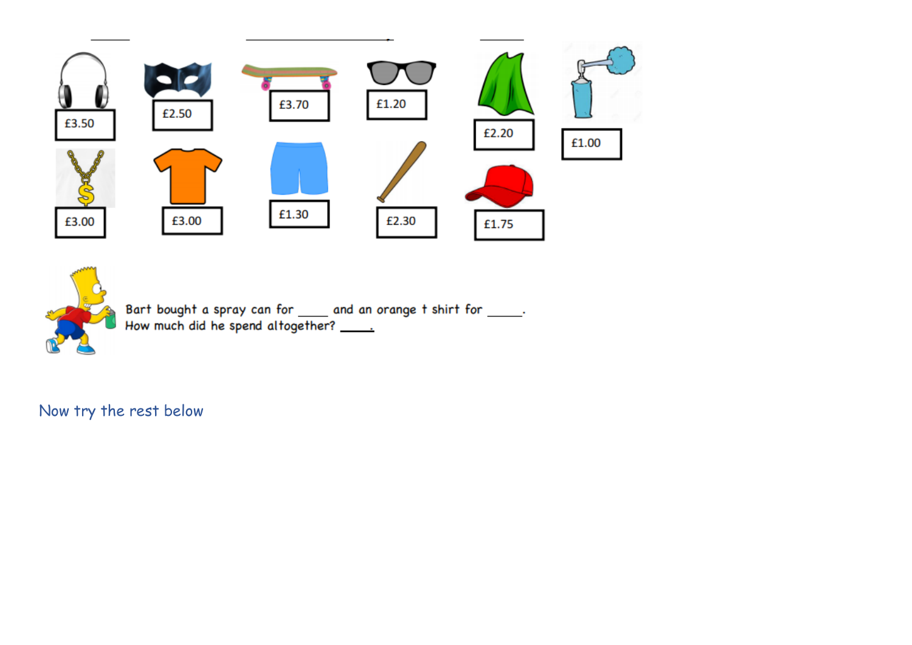£3.50

£2.50

£3.70

£1.20

£2.20

£1.00

£3.00

£3.00

£1.30

£2.30

£1.75

Bart bought a spray can for ____ and an orange t shirt for _____.
How much did he spend altogether? ____.

Now try the rest below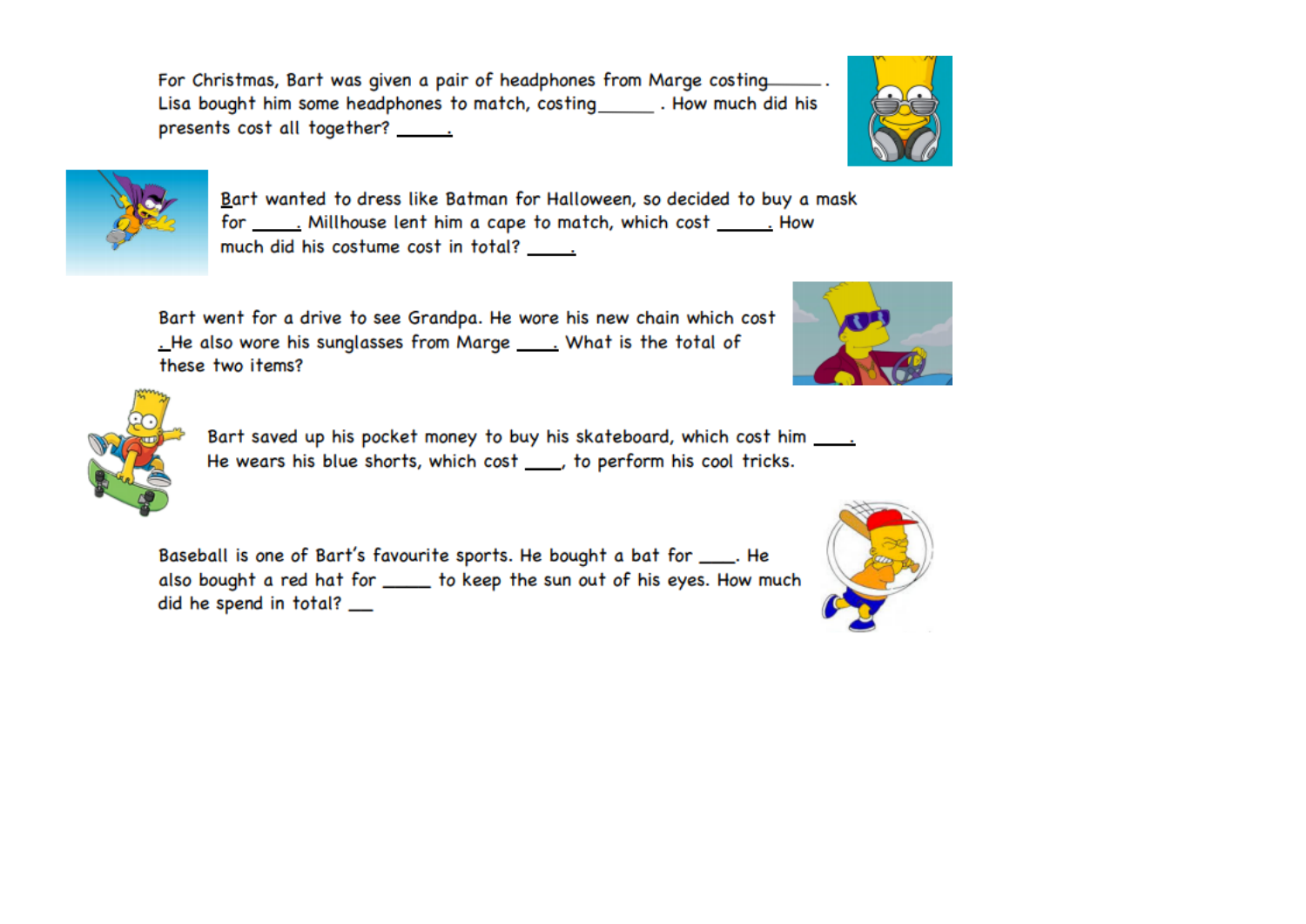For Christmas, Bart was given a pair of headphones from Marge costing______ . Lisa bought him some headphones to match, costing______ . How much did his presents cost all together? _____.

Bart wanted to dress like Batman for Halloween, so decided to buy a mask for _____. Millhouse lent him a cape to match, which cost _____. How much did his costume cost in total? _____.

Bart went for a drive to see Grandpa. He wore his new chain which cost _. He also wore his sunglasses from Marge ____. What is the total of these two items?

Bart saved up his pocket money to buy his skateboard, which cost him ____. He wears his blue shorts, which cost ____, to perform his cool tricks.

Baseball is one of Bart's favourite sports. He bought a bat for ____. He also bought a red hat for _____ to keep the sun out of his eyes. How much did he spend in total? ___